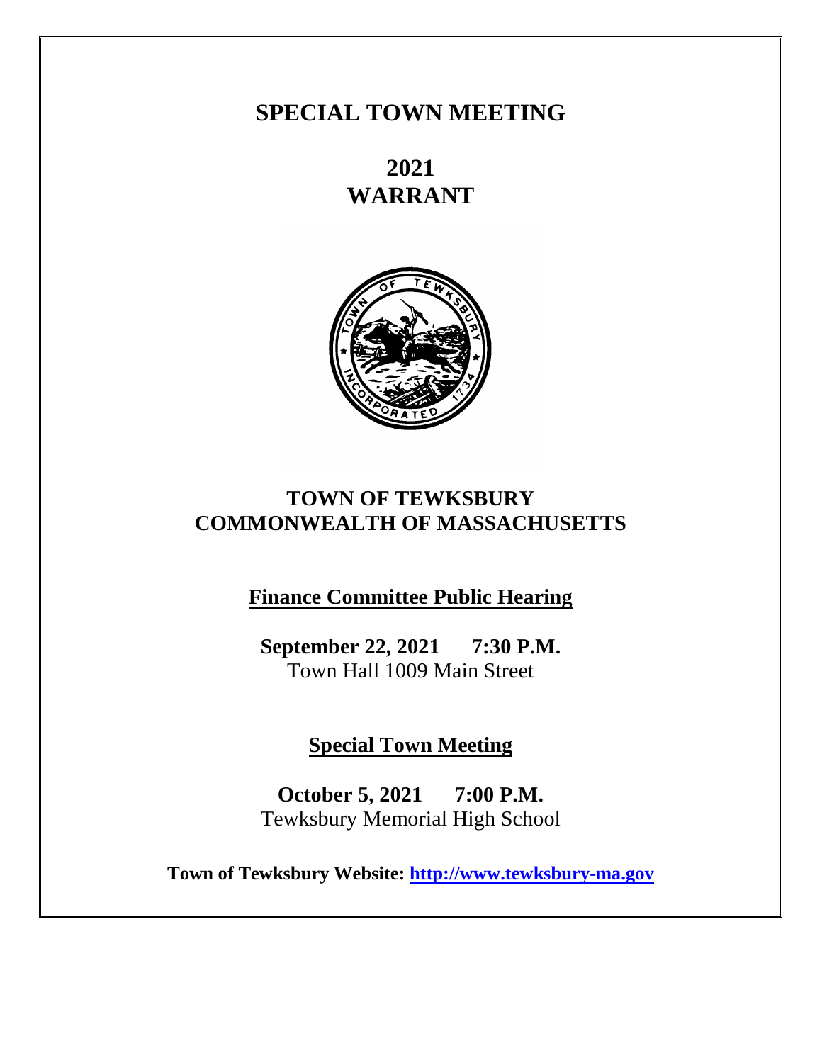# SPECIAL TOWN MEETING

## 2021
## WARRANT

## TOWN OF TEWKSBURY
## COMMONWEALTH OF MASSACHUSETTS

**Finance Committee Public Hearing**

**September 22, 2021 7:30 P.M.**
Town Hall 1009 Main Street

**Special Town Meeting**

**October 5, 2021 7:00 P.M.**
Tewksbury Memorial High School

**Town of Tewksbury Website: [http://www.tewksbury-ma.gov](http://www.tewksbury-ma.gov)**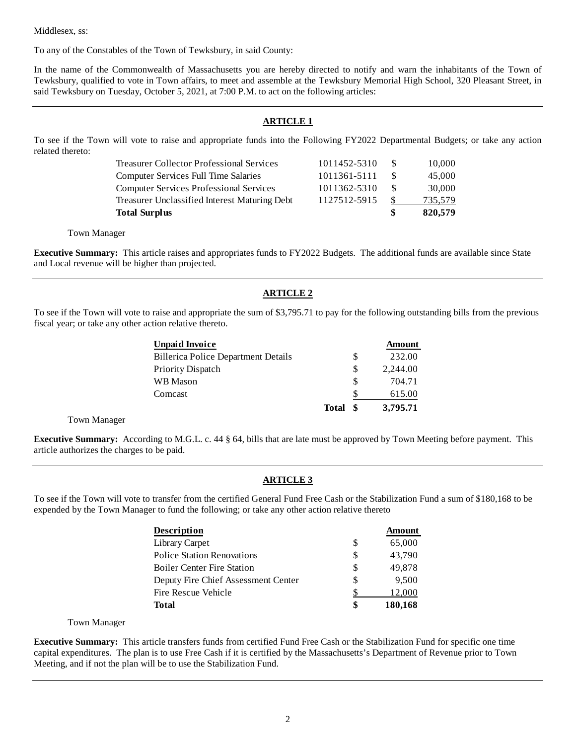Middlesex, ss:

To any of the Constables of the Town of Tewksbury, in said County:

In the name of the Commonwealth of Massachusetts you are hereby directed to notify and warn the inhabitants of the Town of Tewksbury, qualified to vote in Town affairs, to meet and assemble at the Tewksbury Memorial High School, 320 Pleasant Street, in said Tewksbury on Tuesday, October 5, 2021, at 7:00 P.M. to act on the following articles:

---

## ARTICLE 1

To see if the Town will vote to raise and appropriate funds into the Following FY2022 Departmental Budgets; or take any action related thereto:

| | | | |
|---|---|---|---|
| Treasurer Collector Professional Services | 1011452-5310 | $ | 10,000 |
| Computer Services Full Time Salaries | 1011361-5111 | $ | 45,000 |
| Computer Services Professional Services | 1011362-5310 | $ | 30,000 |
| Treasurer Unclassified Interest Maturing Debt | 1127512-5915 | $ | 735,579 |
| **Total Surplus** | | **$** | **820,579** |

Town Manager

**Executive Summary:** This article raises and appropriates funds to FY2022 Budgets. The additional funds are available since State and Local revenue will be higher than projected.

---

## ARTICLE 2

To see if the Town will vote to raise and appropriate the sum of $3,795.71 to pay for the following outstanding bills from the previous fiscal year; or take any other action relative thereto.

| Unpaid Invoice | | | Amount |
|---|---|---|---|
| Billerica Police Department Details | | $ | 232.00 |
| Priority Dispatch | | $ | 2,244.00 |
| WB Mason | | $ | 704.71 |
| Comcast | | $ | 615.00 |
| | **Total** | **$** | **3,795.71** |

Town Manager

**Executive Summary:** According to M.G.L. c. 44 § 64, bills that are late must be approved by Town Meeting before payment. This article authorizes the charges to be paid.

---

## ARTICLE 3

To see if the Town will vote to transfer from the certified General Fund Free Cash or the Stabilization Fund a sum of $180,168 to be expended by the Town Manager to fund the following; or take any other action relative thereto

| Description | | Amount |
|---|---|---|
| Library Carpet | $ | 65,000 |
| Police Station Renovations | $ | 43,790 |
| Boiler Center Fire Station | $ | 49,878 |
| Deputy Fire Chief Assessment Center | $ | 9,500 |
| Fire Rescue Vehicle | $ | 12,000 |
| **Total** | **$** | **180,168** |

Town Manager

**Executive Summary:** This article transfers funds from certified Fund Free Cash or the Stabilization Fund for specific one time capital expenditures. The plan is to use Free Cash if it is certified by the Massachusetts's Department of Revenue prior to Town Meeting, and if not the plan will be to use the Stabilization Fund.

---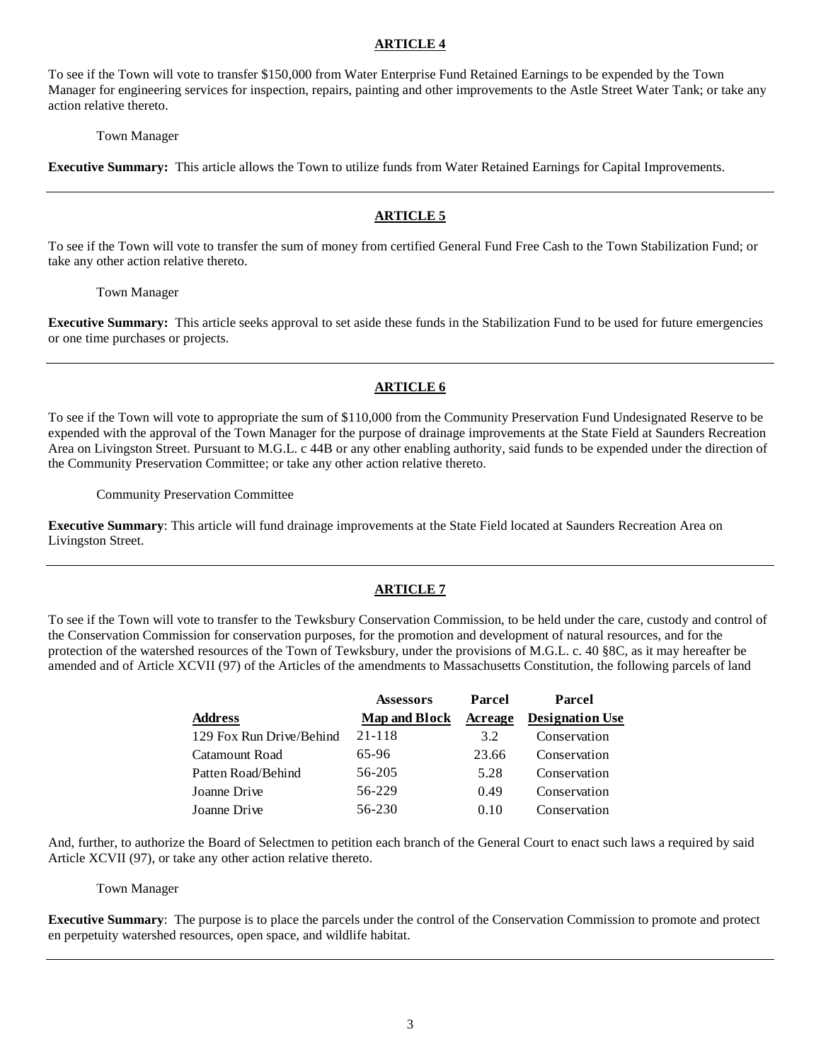## ARTICLE 4

To see if the Town will vote to transfer $150,000 from Water Enterprise Fund Retained Earnings to be expended by the Town Manager for engineering services for inspection, repairs, painting and other improvements to the Astle Street Water Tank; or take any action relative thereto.

Town Manager

**Executive Summary:** This article allows the Town to utilize funds from Water Retained Earnings for Capital Improvements.

---

## ARTICLE 5

To see if the Town will vote to transfer the sum of money from certified General Fund Free Cash to the Town Stabilization Fund; or take any other action relative thereto.

Town Manager

**Executive Summary:** This article seeks approval to set aside these funds in the Stabilization Fund to be used for future emergencies or one time purchases or projects.

---

## ARTICLE 6

To see if the Town will vote to appropriate the sum of $110,000 from the Community Preservation Fund Undesignated Reserve to be expended with the approval of the Town Manager for the purpose of drainage improvements at the State Field at Saunders Recreation Area on Livingston Street. Pursuant to M.G.L. c 44B or any other enabling authority, said funds to be expended under the direction of the Community Preservation Committee; or take any other action relative thereto.

Community Preservation Committee

**Executive Summary**: This article will fund drainage improvements at the State Field located at Saunders Recreation Area on Livingston Street.

---

## ARTICLE 7

To see if the Town will vote to transfer to the Tewksbury Conservation Commission, to be held under the care, custody and control of the Conservation Commission for conservation purposes, for the promotion and development of natural resources, and for the protection of the watershed resources of the Town of Tewksbury, under the provisions of M.G.L. c. 40 §8C, as it may hereafter be amended and of Article XCVII (97) of the Articles of the amendments to Massachusetts Constitution, the following parcels of land

| Address | Assessors Map and Block | Parcel Acreage | Parcel Designation Use |
|---|---|---|---|
| 129 Fox Run Drive/Behind | 21-118 | 3.2 | Conservation |
| Catamount Road | 65-96 | 23.66 | Conservation |
| Patten Road/Behind | 56-205 | 5.28 | Conservation |
| Joanne Drive | 56-229 | 0.49 | Conservation |
| Joanne Drive | 56-230 | 0.10 | Conservation |

And, further, to authorize the Board of Selectmen to petition each branch of the General Court to enact such laws a required by said Article XCVII (97), or take any other action relative thereto.

Town Manager

**Executive Summary**: The purpose is to place the parcels under the control of the Conservation Commission to promote and protect en perpetuity watershed resources, open space, and wildlife habitat.

---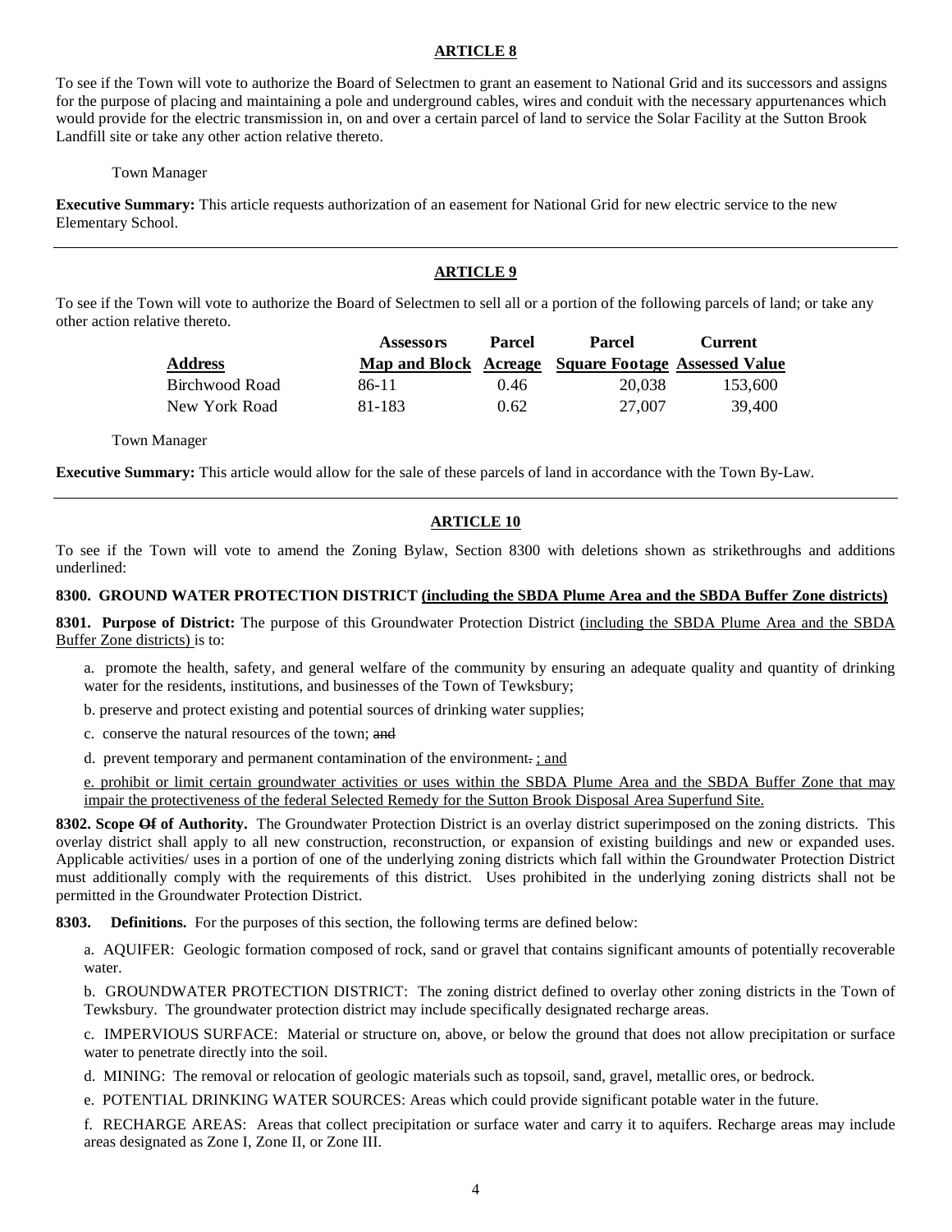## ARTICLE 8

To see if the Town will vote to authorize the Board of Selectmen to grant an easement to National Grid and its successors and assigns for the purpose of placing and maintaining a pole and underground cables, wires and conduit with the necessary appurtenances which would provide for the electric transmission in, on and over a certain parcel of land to service the Solar Facility at the Sutton Brook Landfill site or take any other action relative thereto.

Town Manager

**Executive Summary:** This article requests authorization of an easement for National Grid for new electric service to the new Elementary School.

---

## ARTICLE 9

To see if the Town will vote to authorize the Board of Selectmen to sell all or a portion of the following parcels of land; or take any other action relative thereto.

| Address | Assessors Map and Block | Parcel Acreage | Parcel Square Footage | Current Assessed Value |
|---|---|---|---|---|
| Birchwood Road | 86-11 | 0.46 | 20,038 | 153,600 |
| New York Road | 81-183 | 0.62 | 27,007 | 39,400 |

Town Manager

**Executive Summary:** This article would allow for the sale of these parcels of land in accordance with the Town By-Law.

---

## ARTICLE 10

To see if the Town will vote to amend the Zoning Bylaw, Section 8300 with deletions shown as strikethroughs and additions underlined:

**8300. GROUND WATER PROTECTION DISTRICT <u>(including the SBDA Plume Area and the SBDA Buffer Zone districts)</u>**

**8301. Purpose of District:** The purpose of this Groundwater Protection District <u>(including the SBDA Plume Area and the SBDA Buffer Zone districts)</u> is to:

a. promote the health, safety, and general welfare of the community by ensuring an adequate quality and quantity of drinking water for the residents, institutions, and businesses of the Town of Tewksbury;

b. preserve and protect existing and potential sources of drinking water supplies;

c. conserve the natural resources of the town; ~~and~~

d. prevent temporary and permanent contamination of the environment~~.~~ <u>; and</u>

<u>e. prohibit or limit certain groundwater activities or uses within the SBDA Plume Area and the SBDA Buffer Zone that may impair the protectiveness of the federal Selected Remedy for the Sutton Brook Disposal Area Superfund Site.</u>

**8302. Scope ~~Of~~ of Authority.** The Groundwater Protection District is an overlay district superimposed on the zoning districts. This overlay district shall apply to all new construction, reconstruction, or expansion of existing buildings and new or expanded uses. Applicable activities/ uses in a portion of one of the underlying zoning districts which fall within the Groundwater Protection District must additionally comply with the requirements of this district. Uses prohibited in the underlying zoning districts shall not be permitted in the Groundwater Protection District.

**8303. Definitions.** For the purposes of this section, the following terms are defined below:

a. AQUIFER: Geologic formation composed of rock, sand or gravel that contains significant amounts of potentially recoverable water.

b. GROUNDWATER PROTECTION DISTRICT: The zoning district defined to overlay other zoning districts in the Town of Tewksbury. The groundwater protection district may include specifically designated recharge areas.

c. IMPERVIOUS SURFACE: Material or structure on, above, or below the ground that does not allow precipitation or surface water to penetrate directly into the soil.

d. MINING: The removal or relocation of geologic materials such as topsoil, sand, gravel, metallic ores, or bedrock.

e. POTENTIAL DRINKING WATER SOURCES: Areas which could provide significant potable water in the future.

f. RECHARGE AREAS: Areas that collect precipitation or surface water and carry it to aquifers. Recharge areas may include areas designated as Zone I, Zone II, or Zone III.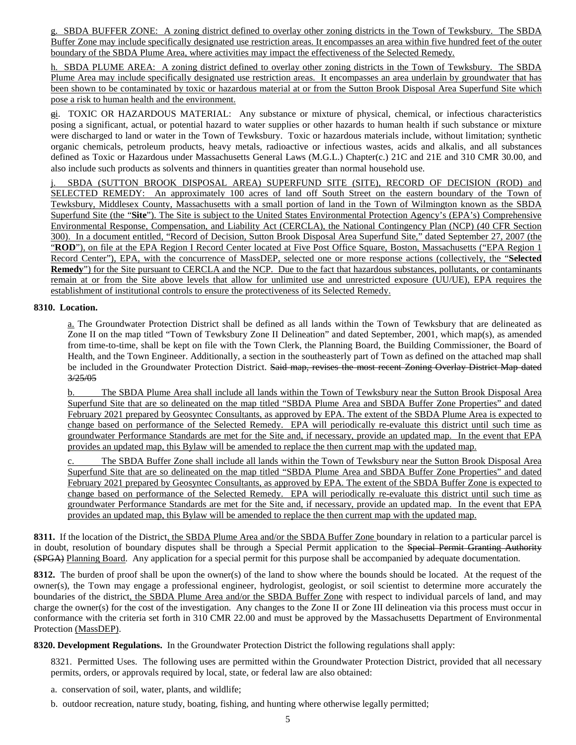g. SBDA BUFFER ZONE: A zoning district defined to overlay other zoning districts in the Town of Tewksbury. The SBDA Buffer Zone may include specifically designated use restriction areas. It encompasses an area within five hundred feet of the outer boundary of the SBDA Plume Area, where activities may impact the effectiveness of the Selected Remedy.

h. SBDA PLUME AREA: A zoning district defined to overlay other zoning districts in the Town of Tewksbury. The SBDA Plume Area may include specifically designated use restriction areas. It encompasses an area underlain by groundwater that has been shown to be contaminated by toxic or hazardous material at or from the Sutton Brook Disposal Area Superfund Site which pose a risk to human health and the environment.

~~g~~i. TOXIC OR HAZARDOUS MATERIAL: Any substance or mixture of physical, chemical, or infectious characteristics posing a significant, actual, or potential hazard to water supplies or other hazards to human health if such substance or mixture were discharged to land or water in the Town of Tewksbury. Toxic or hazardous materials include, without limitation; synthetic organic chemicals, petroleum products, heavy metals, radioactive or infectious wastes, acids and alkalis, and all substances defined as Toxic or Hazardous under Massachusetts General Laws (M.G.L.) Chapter(c.) 21C and 21E and 310 CMR 30.00, and also include such products as solvents and thinners in quantities greater than normal household use.

j. SBDA (SUTTON BROOK DISPOSAL AREA) SUPERFUND SITE (SITE), RECORD OF DECISION (ROD) and SELECTED REMEDY: An approximately 100 acres of land off South Street on the eastern boundary of the Town of Tewksbury, Middlesex County, Massachusetts with a small portion of land in the Town of Wilmington known as the SBDA Superfund Site (the "**Site**"). The Site is subject to the United States Environmental Protection Agency's (EPA's) Comprehensive Environmental Response, Compensation, and Liability Act (CERCLA), the National Contingency Plan (NCP) (40 CFR Section 300). In a document entitled, "Record of Decision, Sutton Brook Disposal Area Superfund Site," dated September 27, 2007 (the "**ROD**"), on file at the EPA Region I Record Center located at Five Post Office Square, Boston, Massachusetts ("EPA Region 1 Record Center"), EPA, with the concurrence of MassDEP, selected one or more response actions (collectively, the "**Selected Remedy**") for the Site pursuant to CERCLA and the NCP. Due to the fact that hazardous substances, pollutants, or contaminants remain at or from the Site above levels that allow for unlimited use and unrestricted exposure (UU/UE), EPA requires the establishment of institutional controls to ensure the protectiveness of its Selected Remedy.

**8310. Location.**

a. The Groundwater Protection District shall be defined as all lands within the Town of Tewksbury that are delineated as Zone II on the map titled "Town of Tewksbury Zone II Delineation" and dated September, 2001, which map(s), as amended from time-to-time, shall be kept on file with the Town Clerk, the Planning Board, the Building Commissioner, the Board of Health, and the Town Engineer. Additionally, a section in the southeasterly part of Town as defined on the attached map shall be included in the Groundwater Protection District. ~~Said map, revises the most recent Zoning Overlay District Map dated 3/25/05~~

b. The SBDA Plume Area shall include all lands within the Town of Tewksbury near the Sutton Brook Disposal Area Superfund Site that are so delineated on the map titled "SBDA Plume Area and SBDA Buffer Zone Properties" and dated February 2021 prepared by Geosyntec Consultants, as approved by EPA. The extent of the SBDA Plume Area is expected to change based on performance of the Selected Remedy. EPA will periodically re-evaluate this district until such time as groundwater Performance Standards are met for the Site and, if necessary, provide an updated map. In the event that EPA provides an updated map, this Bylaw will be amended to replace the then current map with the updated map.

c. The SBDA Buffer Zone shall include all lands within the Town of Tewksbury near the Sutton Brook Disposal Area Superfund Site that are so delineated on the map titled "SBDA Plume Area and SBDA Buffer Zone Properties" and dated February 2021 prepared by Geosyntec Consultants, as approved by EPA. The extent of the SBDA Buffer Zone is expected to change based on performance of the Selected Remedy. EPA will periodically re-evaluate this district until such time as groundwater Performance Standards are met for the Site and, if necessary, provide an updated map. In the event that EPA provides an updated map, this Bylaw will be amended to replace the then current map with the updated map.

**8311.** If the location of the District, the SBDA Plume Area and/or the SBDA Buffer Zone boundary in relation to a particular parcel is in doubt, resolution of boundary disputes shall be through a Special Permit application to the ~~Special Permit Granting Authority (SPGA)~~ Planning Board. Any application for a special permit for this purpose shall be accompanied by adequate documentation.

**8312.** The burden of proof shall be upon the owner(s) of the land to show where the bounds should be located. At the request of the owner(s), the Town may engage a professional engineer, hydrologist, geologist, or soil scientist to determine more accurately the boundaries of the district, the SBDA Plume Area and/or the SBDA Buffer Zone with respect to individual parcels of land, and may charge the owner(s) for the cost of the investigation. Any changes to the Zone II or Zone III delineation via this process must occur in conformance with the criteria set forth in 310 CMR 22.00 and must be approved by the Massachusetts Department of Environmental Protection (MassDEP).

**8320. Development Regulations.** In the Groundwater Protection District the following regulations shall apply:

8321. Permitted Uses. The following uses are permitted within the Groundwater Protection District, provided that all necessary permits, orders, or approvals required by local, state, or federal law are also obtained:

a. conservation of soil, water, plants, and wildlife;

b. outdoor recreation, nature study, boating, fishing, and hunting where otherwise legally permitted;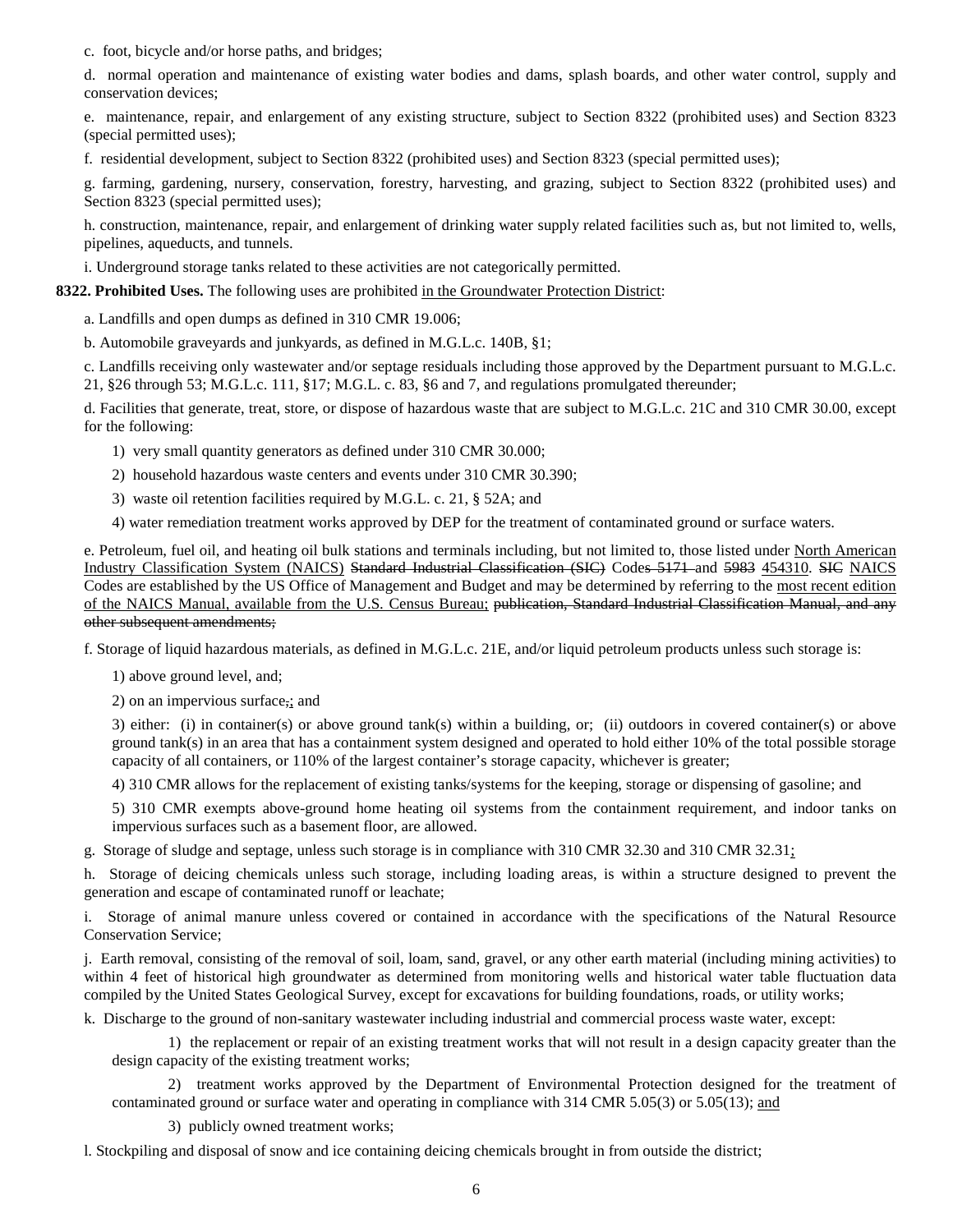c. foot, bicycle and/or horse paths, and bridges;

d. normal operation and maintenance of existing water bodies and dams, splash boards, and other water control, supply and conservation devices;

e. maintenance, repair, and enlargement of any existing structure, subject to Section 8322 (prohibited uses) and Section 8323 (special permitted uses);

f. residential development, subject to Section 8322 (prohibited uses) and Section 8323 (special permitted uses);

g. farming, gardening, nursery, conservation, forestry, harvesting, and grazing, subject to Section 8322 (prohibited uses) and Section 8323 (special permitted uses);

h. construction, maintenance, repair, and enlargement of drinking water supply related facilities such as, but not limited to, wells, pipelines, aqueducts, and tunnels.

i. Underground storage tanks related to these activities are not categorically permitted.

**8322. Prohibited Uses.** The following uses are prohibited <u>in the Groundwater Protection District</u>:

a. Landfills and open dumps as defined in 310 CMR 19.006;

b. Automobile graveyards and junkyards, as defined in M.G.L.c. 140B, §1;

c. Landfills receiving only wastewater and/or septage residuals including those approved by the Department pursuant to M.G.L.c. 21, §26 through 53; M.G.L.c. 111, §17; M.G.L. c. 83, §6 and 7, and regulations promulgated thereunder;

d. Facilities that generate, treat, store, or dispose of hazardous waste that are subject to M.G.L.c. 21C and 310 CMR 30.00, except for the following:

1) very small quantity generators as defined under 310 CMR 30.000;

2) household hazardous waste centers and events under 310 CMR 30.390;

3) waste oil retention facilities required by M.G.L. c. 21, § 52A; and

4) water remediation treatment works approved by DEP for the treatment of contaminated ground or surface waters.

e. Petroleum, fuel oil, and heating oil bulk stations and terminals including, but not limited to, those listed under <u>North American Industry Classification System (NAICS)</u> ~~Standard Industrial Classification (SIC)~~ Codes~~ 5171 ~~and ~~5983~~ <u>454310</u>. ~~SIC~~ <u>NAICS</u> Codes are established by the US Office of Management and Budget and may be determined by referring to the <u>most recent edition of the NAICS Manual, available from the U.S. Census Bureau;</u> ~~publication, Standard Industrial Classification Manual, and any other subsequent amendments;~~

f. Storage of liquid hazardous materials, as defined in M.G.L.c. 21E, and/or liquid petroleum products unless such storage is:

1) above ground level, and;

2) on an impervious surface~~,~~<u>;</u> and

3) either: (i) in container(s) or above ground tank(s) within a building, or; (ii) outdoors in covered container(s) or above ground tank(s) in an area that has a containment system designed and operated to hold either 10% of the total possible storage capacity of all containers, or 110% of the largest container's storage capacity, whichever is greater;

4) 310 CMR allows for the replacement of existing tanks/systems for the keeping, storage or dispensing of gasoline; and

5) 310 CMR exempts above-ground home heating oil systems from the containment requirement, and indoor tanks on impervious surfaces such as a basement floor, are allowed.

g. Storage of sludge and septage, unless such storage is in compliance with 310 CMR 32.30 and 310 CMR 32.31<u>;</u>

h. Storage of deicing chemicals unless such storage, including loading areas, is within a structure designed to prevent the generation and escape of contaminated runoff or leachate;

i. Storage of animal manure unless covered or contained in accordance with the specifications of the Natural Resource Conservation Service;

j. Earth removal, consisting of the removal of soil, loam, sand, gravel, or any other earth material (including mining activities) to within 4 feet of historical high groundwater as determined from monitoring wells and historical water table fluctuation data compiled by the United States Geological Survey, except for excavations for building foundations, roads, or utility works;

k. Discharge to the ground of non-sanitary wastewater including industrial and commercial process waste water, except:

1) the replacement or repair of an existing treatment works that will not result in a design capacity greater than the design capacity of the existing treatment works;

2) treatment works approved by the Department of Environmental Protection designed for the treatment of contaminated ground or surface water and operating in compliance with 314 CMR 5.05(3) or 5.05(13); <u>and</u>

3) publicly owned treatment works;

l. Stockpiling and disposal of snow and ice containing deicing chemicals brought in from outside the district;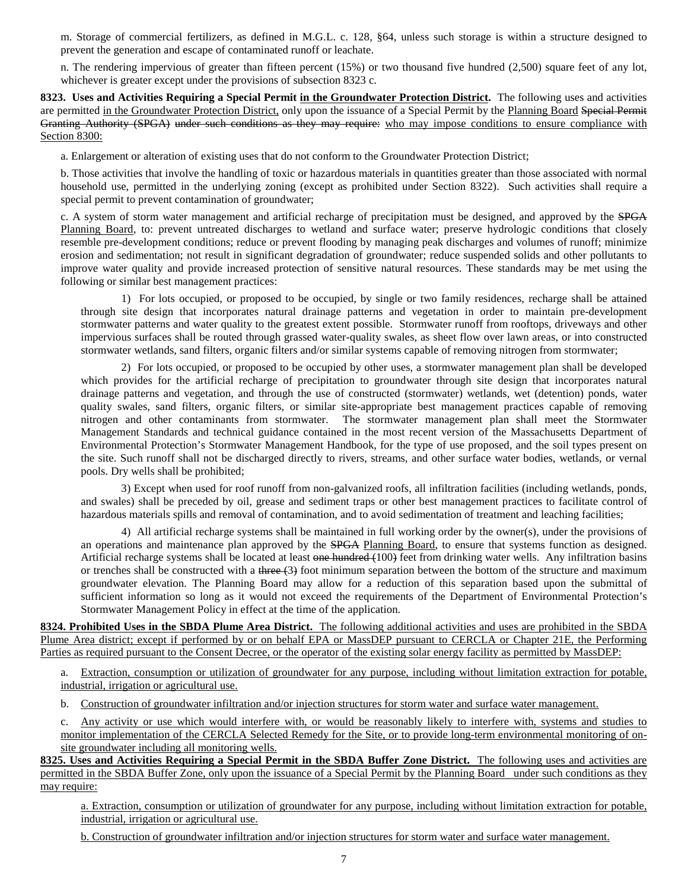m. Storage of commercial fertilizers, as defined in M.G.L. c. 128, §64, unless such storage is within a structure designed to prevent the generation and escape of contaminated runoff or leachate.

n. The rendering impervious of greater than fifteen percent (15%) or two thousand five hundred (2,500) square feet of any lot, whichever is greater except under the provisions of subsection 8323 c.

**8323. Uses and Activities Requiring a Special Permit in the Groundwater Protection District.** The following uses and activities are permitted in the Groundwater Protection District, only upon the issuance of a Special Permit by the Planning Board ~~Special Permit Granting Authority (SPGA)~~ ~~under such conditions as they may require:~~ who may impose conditions to ensure compliance with Section 8300:

a. Enlargement or alteration of existing uses that do not conform to the Groundwater Protection District;

b. Those activities that involve the handling of toxic or hazardous materials in quantities greater than those associated with normal household use, permitted in the underlying zoning (except as prohibited under Section 8322). Such activities shall require a special permit to prevent contamination of groundwater;

c. A system of storm water management and artificial recharge of precipitation must be designed, and approved by the ~~SPGA~~ Planning Board, to: prevent untreated discharges to wetland and surface water; preserve hydrologic conditions that closely resemble pre-development conditions; reduce or prevent flooding by managing peak discharges and volumes of runoff; minimize erosion and sedimentation; not result in significant degradation of groundwater; reduce suspended solids and other pollutants to improve water quality and provide increased protection of sensitive natural resources. These standards may be met using the following or similar best management practices:

1) For lots occupied, or proposed to be occupied, by single or two family residences, recharge shall be attained through site design that incorporates natural drainage patterns and vegetation in order to maintain pre-development stormwater patterns and water quality to the greatest extent possible. Stormwater runoff from rooftops, driveways and other impervious surfaces shall be routed through grassed water-quality swales, as sheet flow over lawn areas, or into constructed stormwater wetlands, sand filters, organic filters and/or similar systems capable of removing nitrogen from stormwater;

2) For lots occupied, or proposed to be occupied by other uses, a stormwater management plan shall be developed which provides for the artificial recharge of precipitation to groundwater through site design that incorporates natural drainage patterns and vegetation, and through the use of constructed (stormwater) wetlands, wet (detention) ponds, water quality swales, sand filters, organic filters, or similar site-appropriate best management practices capable of removing nitrogen and other contaminants from stormwater. The stormwater management plan shall meet the Stormwater Management Standards and technical guidance contained in the most recent version of the Massachusetts Department of Environmental Protection's Stormwater Management Handbook, for the type of use proposed, and the soil types present on the site. Such runoff shall not be discharged directly to rivers, streams, and other surface water bodies, wetlands, or vernal pools. Dry wells shall be prohibited;

3) Except when used for roof runoff from non-galvanized roofs, all infiltration facilities (including wetlands, ponds, and swales) shall be preceded by oil, grease and sediment traps or other best management practices to facilitate control of hazardous materials spills and removal of contamination, and to avoid sedimentation of treatment and leaching facilities;

4) All artificial recharge systems shall be maintained in full working order by the owner(s), under the provisions of an operations and maintenance plan approved by the ~~SPGA~~ Planning Board, to ensure that systems function as designed. Artificial recharge systems shall be located at least ~~one hundred (~~100~~)~~ feet from drinking water wells. Any infiltration basins or trenches shall be constructed with a ~~three (~~3~~)~~ foot minimum separation between the bottom of the structure and maximum groundwater elevation. The Planning Board may allow for a reduction of this separation based upon the submittal of sufficient information so long as it would not exceed the requirements of the Department of Environmental Protection's Stormwater Management Policy in effect at the time of the application.

**8324. Prohibited Uses in the SBDA Plume Area District.** The following additional activities and uses are prohibited in the SBDA Plume Area district; except if performed by or on behalf EPA or MassDEP pursuant to CERCLA or Chapter 21E, the Performing Parties as required pursuant to the Consent Decree, or the operator of the existing solar energy facility as permitted by MassDEP:

a. Extraction, consumption or utilization of groundwater for any purpose, including without limitation extraction for potable, industrial, irrigation or agricultural use.

b. Construction of groundwater infiltration and/or injection structures for storm water and surface water management.

c. Any activity or use which would interfere with, or would be reasonably likely to interfere with, systems and studies to monitor implementation of the CERCLA Selected Remedy for the Site, or to provide long-term environmental monitoring of on-site groundwater including all monitoring wells.

**8325. Uses and Activities Requiring a Special Permit in the SBDA Buffer Zone District.** The following uses and activities are permitted in the SBDA Buffer Zone, only upon the issuance of a Special Permit by the Planning Board under such conditions as they may require:

a. Extraction, consumption or utilization of groundwater for any purpose, including without limitation extraction for potable, industrial, irrigation or agricultural use.

b. Construction of groundwater infiltration and/or injection structures for storm water and surface water management.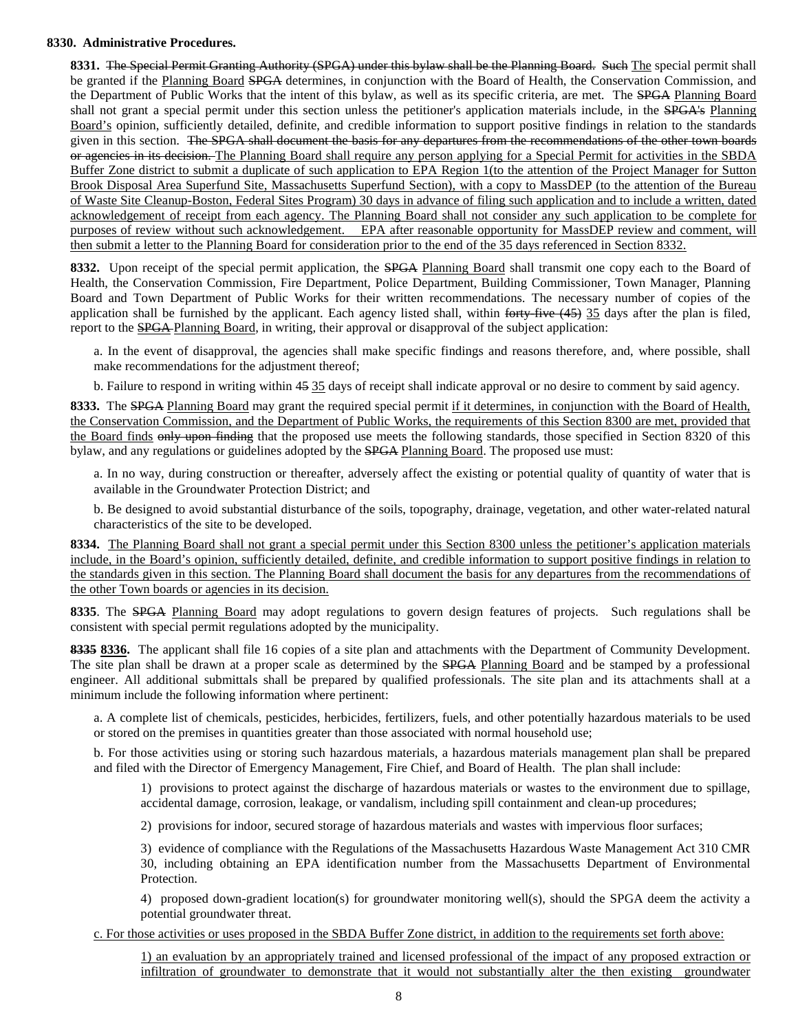**8330. Administrative Procedures.**

**8331.** ~~The Special Permit Granting Authority (SPGA) under this bylaw shall be the Planning Board. Such~~ <u>The</u> special permit shall be granted if the <u>Planning Board</u> ~~SPGA~~ determines, in conjunction with the Board of Health, the Conservation Commission, and the Department of Public Works that the intent of this bylaw, as well as its specific criteria, are met. The ~~SPGA~~ <u>Planning Board</u> shall not grant a special permit under this section unless the petitioner's application materials include, in the ~~SPGA's~~ <u>Planning Board's</u> opinion, sufficiently detailed, definite, and credible information to support positive findings in relation to the standards given in this section. ~~The SPGA shall document the basis for any departures from the recommendations of the other town boards or agencies in its decision.~~ <u>The Planning Board shall require any person applying for a Special Permit for activities in the SBDA Buffer Zone district to submit a duplicate of such application to EPA Region 1(to the attention of the Project Manager for Sutton Brook Disposal Area Superfund Site, Massachusetts Superfund Section), with a copy to MassDEP (to the attention of the Bureau of Waste Site Cleanup-Boston, Federal Sites Program) 30 days in advance of filing such application and to include a written, dated acknowledgement of receipt from each agency. The Planning Board shall not consider any such application to be complete for purposes of review without such acknowledgement. EPA after reasonable opportunity for MassDEP review and comment, will then submit a letter to the Planning Board for consideration prior to the end of the 35 days referenced in Section 8332.</u>

**8332.** Upon receipt of the special permit application, the ~~SPGA~~ <u>Planning Board</u> shall transmit one copy each to the Board of Health, the Conservation Commission, Fire Department, Police Department, Building Commissioner, Town Manager, Planning Board and Town Department of Public Works for their written recommendations. The necessary number of copies of the application shall be furnished by the applicant. Each agency listed shall, within ~~forty-five (45)~~ <u>35</u> days after the plan is filed, report to the ~~SPGA~~ <u>Planning Board</u>, in writing, their approval or disapproval of the subject application:

a. In the event of disapproval, the agencies shall make specific findings and reasons therefore, and, where possible, shall make recommendations for the adjustment thereof;

b. Failure to respond in writing within ~~45~~ <u>35</u> days of receipt shall indicate approval or no desire to comment by said agency.

**8333.** The ~~SPGA~~ <u>Planning Board</u> may grant the required special permit <u>if it determines, in conjunction with the Board of Health, the Conservation Commission, and the Department of Public Works, the requirements of this Section 8300 are met, provided that the Board finds</u> ~~only upon finding~~ that the proposed use meets the following standards, those specified in Section 8320 of this bylaw, and any regulations or guidelines adopted by the ~~SPGA~~ <u>Planning Board</u>. The proposed use must:

a. In no way, during construction or thereafter, adversely affect the existing or potential quality of quantity of water that is available in the Groundwater Protection District; and

b. Be designed to avoid substantial disturbance of the soils, topography, drainage, vegetation, and other water-related natural characteristics of the site to be developed.

**8334.** <u>The Planning Board shall not grant a special permit under this Section 8300 unless the petitioner's application materials include, in the Board's opinion, sufficiently detailed, definite, and credible information to support positive findings in relation to the standards given in this section. The Planning Board shall document the basis for any departures from the recommendations of the other Town boards or agencies in its decision.</u>

**8335**. The ~~SPGA~~ <u>Planning Board</u> may adopt regulations to govern design features of projects. Such regulations shall be consistent with special permit regulations adopted by the municipality.

~~**8335**~~ <u>**8336.**</u> The applicant shall file 16 copies of a site plan and attachments with the Department of Community Development. The site plan shall be drawn at a proper scale as determined by the ~~SPGA~~ <u>Planning Board</u> and be stamped by a professional engineer. All additional submittals shall be prepared by qualified professionals. The site plan and its attachments shall at a minimum include the following information where pertinent:

a. A complete list of chemicals, pesticides, herbicides, fertilizers, fuels, and other potentially hazardous materials to be used or stored on the premises in quantities greater than those associated with normal household use;

b. For those activities using or storing such hazardous materials, a hazardous materials management plan shall be prepared and filed with the Director of Emergency Management, Fire Chief, and Board of Health. The plan shall include:

1) provisions to protect against the discharge of hazardous materials or wastes to the environment due to spillage, accidental damage, corrosion, leakage, or vandalism, including spill containment and clean-up procedures;

2) provisions for indoor, secured storage of hazardous materials and wastes with impervious floor surfaces;

3) evidence of compliance with the Regulations of the Massachusetts Hazardous Waste Management Act 310 CMR 30, including obtaining an EPA identification number from the Massachusetts Department of Environmental Protection.

4) proposed down-gradient location(s) for groundwater monitoring well(s), should the SPGA deem the activity a potential groundwater threat.

<u>c. For those activities or uses proposed in the SBDA Buffer Zone district, in addition to the requirements set forth above:</u>

<u>1) an evaluation by an appropriately trained and licensed professional of the impact of any proposed extraction or infiltration of groundwater to demonstrate that it would not substantially alter the then existing groundwater</u>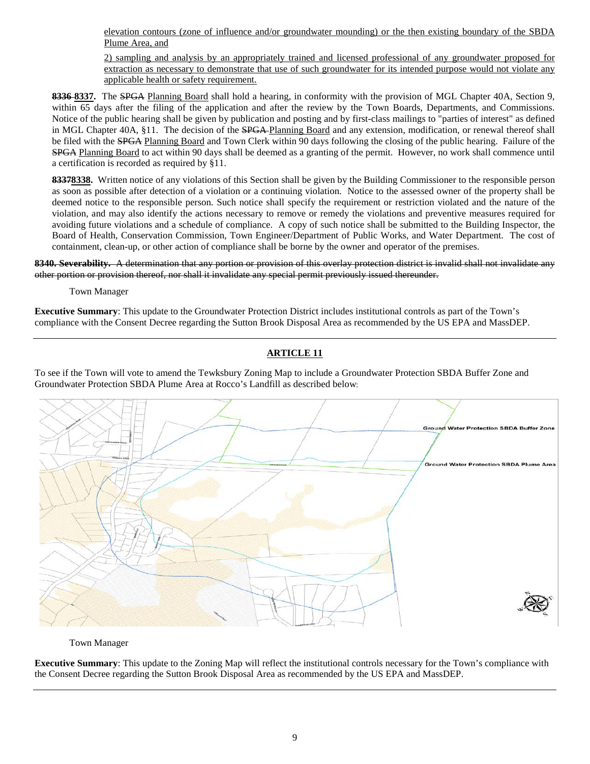elevation contours (zone of influence and/or groundwater mounding) or the then existing boundary of the SBDA Plume Area, and

2) sampling and analysis by an appropriately trained and licensed professional of any groundwater proposed for extraction as necessary to demonstrate that use of such groundwater for its intended purpose would not violate any applicable health or safety requirement.

**~~8336~~ 8337.** The ~~SPGA~~ Planning Board shall hold a hearing, in conformity with the provision of MGL Chapter 40A, Section 9, within 65 days after the filing of the application and after the review by the Town Boards, Departments, and Commissions. Notice of the public hearing shall be given by publication and posting and by first-class mailings to "parties of interest" as defined in MGL Chapter 40A, §11. The decision of the ~~SPGA~~ Planning Board and any extension, modification, or renewal thereof shall be filed with the ~~SPGA~~ Planning Board and Town Clerk within 90 days following the closing of the public hearing. Failure of the ~~SPGA~~ Planning Board to act within 90 days shall be deemed as a granting of the permit. However, no work shall commence until a certification is recorded as required by §11.

**~~8337~~8338.** Written notice of any violations of this Section shall be given by the Building Commissioner to the responsible person as soon as possible after detection of a violation or a continuing violation. Notice to the assessed owner of the property shall be deemed notice to the responsible person. Such notice shall specify the requirement or restriction violated and the nature of the violation, and may also identify the actions necessary to remove or remedy the violations and preventive measures required for avoiding future violations and a schedule of compliance. A copy of such notice shall be submitted to the Building Inspector, the Board of Health, Conservation Commission, Town Engineer/Department of Public Works, and Water Department. The cost of containment, clean-up, or other action of compliance shall be borne by the owner and operator of the premises.

~~**8340. Severability.** A determination that any portion or provision of this overlay protection district is invalid shall not invalidate any other portion or provision thereof, nor shall it invalidate any special permit previously issued thereunder.~~

Town Manager

**Executive Summary**: This update to the Groundwater Protection District includes institutional controls as part of the Town's compliance with the Consent Decree regarding the Sutton Brook Disposal Area as recommended by the US EPA and MassDEP.

---

## ARTICLE 11

To see if the Town will vote to amend the Tewksbury Zoning Map to include a Groundwater Protection SBDA Buffer Zone and Groundwater Protection SBDA Plume Area at Rocco's Landfill as described below:

Ground Water Protection SBDA Buffer Zone

Ground Water Protection SBDA Plume Area

Town Manager

**Executive Summary**: This update to the Zoning Map will reflect the institutional controls necessary for the Town's compliance with the Consent Decree regarding the Sutton Brook Disposal Area as recommended by the US EPA and MassDEP.

---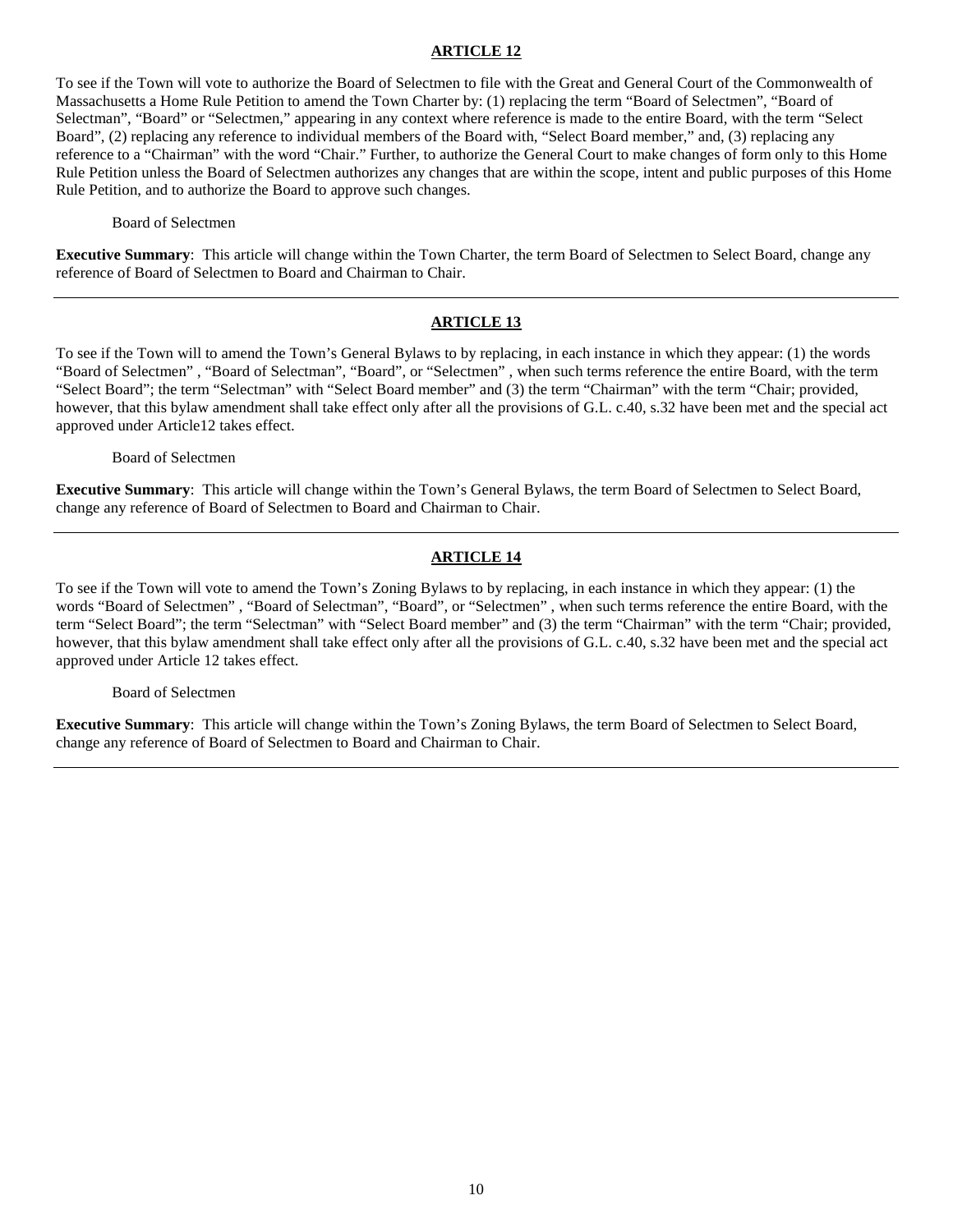## ARTICLE 12

To see if the Town will vote to authorize the Board of Selectmen to file with the Great and General Court of the Commonwealth of Massachusetts a Home Rule Petition to amend the Town Charter by: (1) replacing the term "Board of Selectmen", "Board of Selectman", "Board" or "Selectmen," appearing in any context where reference is made to the entire Board, with the term "Select Board", (2) replacing any reference to individual members of the Board with, "Select Board member," and, (3) replacing any reference to a "Chairman" with the word "Chair." Further, to authorize the General Court to make changes of form only to this Home Rule Petition unless the Board of Selectmen authorizes any changes that are within the scope, intent and public purposes of this Home Rule Petition, and to authorize the Board to approve such changes.

Board of Selectmen

**Executive Summary**: This article will change within the Town Charter, the term Board of Selectmen to Select Board, change any reference of Board of Selectmen to Board and Chairman to Chair.

---

## ARTICLE 13

To see if the Town will to amend the Town's General Bylaws to by replacing, in each instance in which they appear: (1) the words "Board of Selectmen" , "Board of Selectman", "Board", or "Selectmen" , when such terms reference the entire Board, with the term "Select Board"; the term "Selectman" with "Select Board member" and (3) the term "Chairman" with the term "Chair; provided, however, that this bylaw amendment shall take effect only after all the provisions of G.L. c.40, s.32 have been met and the special act approved under Article12 takes effect.

Board of Selectmen

**Executive Summary**: This article will change within the Town's General Bylaws, the term Board of Selectmen to Select Board, change any reference of Board of Selectmen to Board and Chairman to Chair.

---

## ARTICLE 14

To see if the Town will vote to amend the Town's Zoning Bylaws to by replacing, in each instance in which they appear: (1) the words "Board of Selectmen" , "Board of Selectman", "Board", or "Selectmen" , when such terms reference the entire Board, with the term "Select Board"; the term "Selectman" with "Select Board member" and (3) the term "Chairman" with the term "Chair; provided, however, that this bylaw amendment shall take effect only after all the provisions of G.L. c.40, s.32 have been met and the special act approved under Article 12 takes effect.

Board of Selectmen

**Executive Summary**: This article will change within the Town's Zoning Bylaws, the term Board of Selectmen to Select Board, change any reference of Board of Selectmen to Board and Chairman to Chair.

---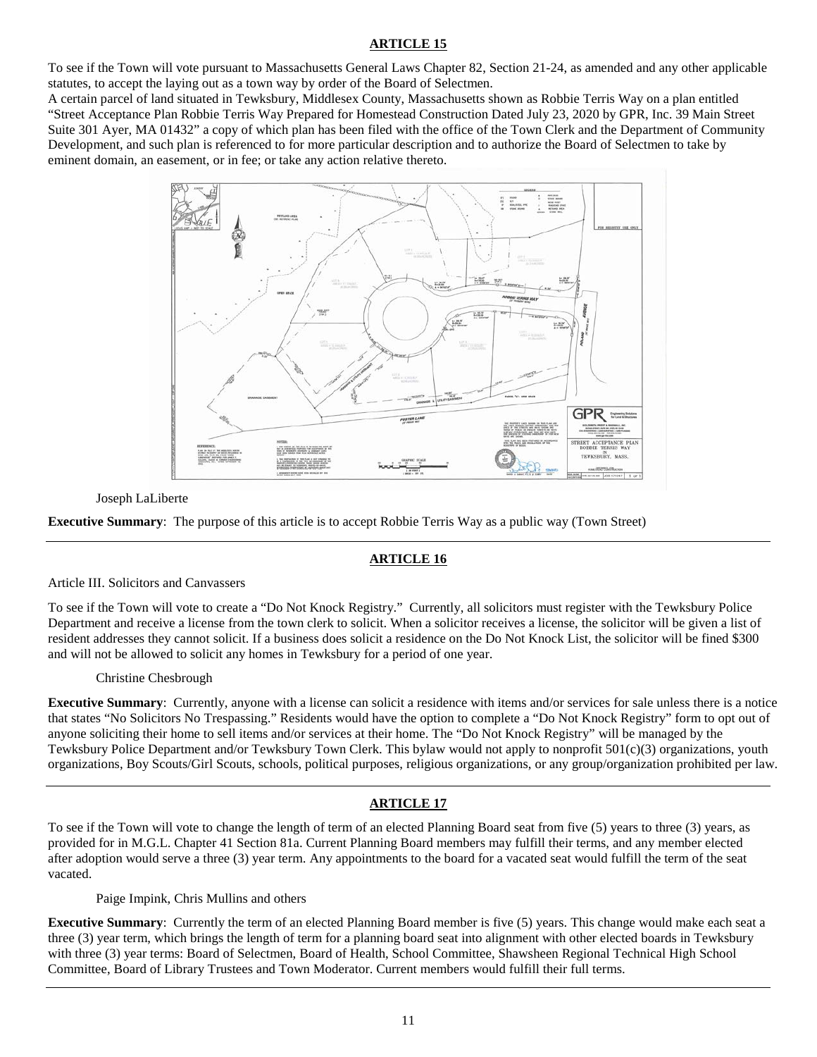## ARTICLE 15

To see if the Town will vote pursuant to Massachusetts General Laws Chapter 82, Section 21-24, as amended and any other applicable statutes, to accept the laying out as a town way by order of the Board of Selectmen.

A certain parcel of land situated in Tewksbury, Middlesex County, Massachusetts shown as Robbie Terris Way on a plan entitled "Street Acceptance Plan Robbie Terris Way Prepared for Homestead Construction Dated July 23, 2020 by GPR, Inc. 39 Main Street Suite 301 Ayer, MA 01432" a copy of which plan has been filed with the office of the Town Clerk and the Department of Community Development, and such plan is referenced to for more particular description and to authorize the Board of Selectmen to take by eminent domain, an easement, or in fee; or take any action relative thereto.

Joseph LaLiberte

**Executive Summary**: The purpose of this article is to accept Robbie Terris Way as a public way (Town Street)

---

## ARTICLE 16

Article III. Solicitors and Canvassers

To see if the Town will vote to create a "Do Not Knock Registry." Currently, all solicitors must register with the Tewksbury Police Department and receive a license from the town clerk to solicit. When a solicitor receives a license, the solicitor will be given a list of resident addresses they cannot solicit. If a business does solicit a residence on the Do Not Knock List, the solicitor will be fined $300 and will not be allowed to solicit any homes in Tewksbury for a period of one year.

Christine Chesbrough

**Executive Summary**: Currently, anyone with a license can solicit a residence with items and/or services for sale unless there is a notice that states "No Solicitors No Trespassing." Residents would have the option to complete a "Do Not Knock Registry" form to opt out of anyone soliciting their home to sell items and/or services at their home. The "Do Not Knock Registry" will be managed by the Tewksbury Police Department and/or Tewksbury Town Clerk. This bylaw would not apply to nonprofit 501(c)(3) organizations, youth organizations, Boy Scouts/Girl Scouts, schools, political purposes, religious organizations, or any group/organization prohibited per law.

---

## ARTICLE 17

To see if the Town will vote to change the length of term of an elected Planning Board seat from five (5) years to three (3) years, as provided for in M.G.L. Chapter 41 Section 81a. Current Planning Board members may fulfill their terms, and any member elected after adoption would serve a three (3) year term. Any appointments to the board for a vacated seat would fulfill the term of the seat vacated.

Paige Impink, Chris Mullins and others

**Executive Summary**: Currently the term of an elected Planning Board member is five (5) years. This change would make each seat a three (3) year term, which brings the length of term for a planning board seat into alignment with other elected boards in Tewksbury with three (3) year terms: Board of Selectmen, Board of Health, School Committee, Shawsheen Regional Technical High School Committee, Board of Library Trustees and Town Moderator. Current members would fulfill their full terms.

---